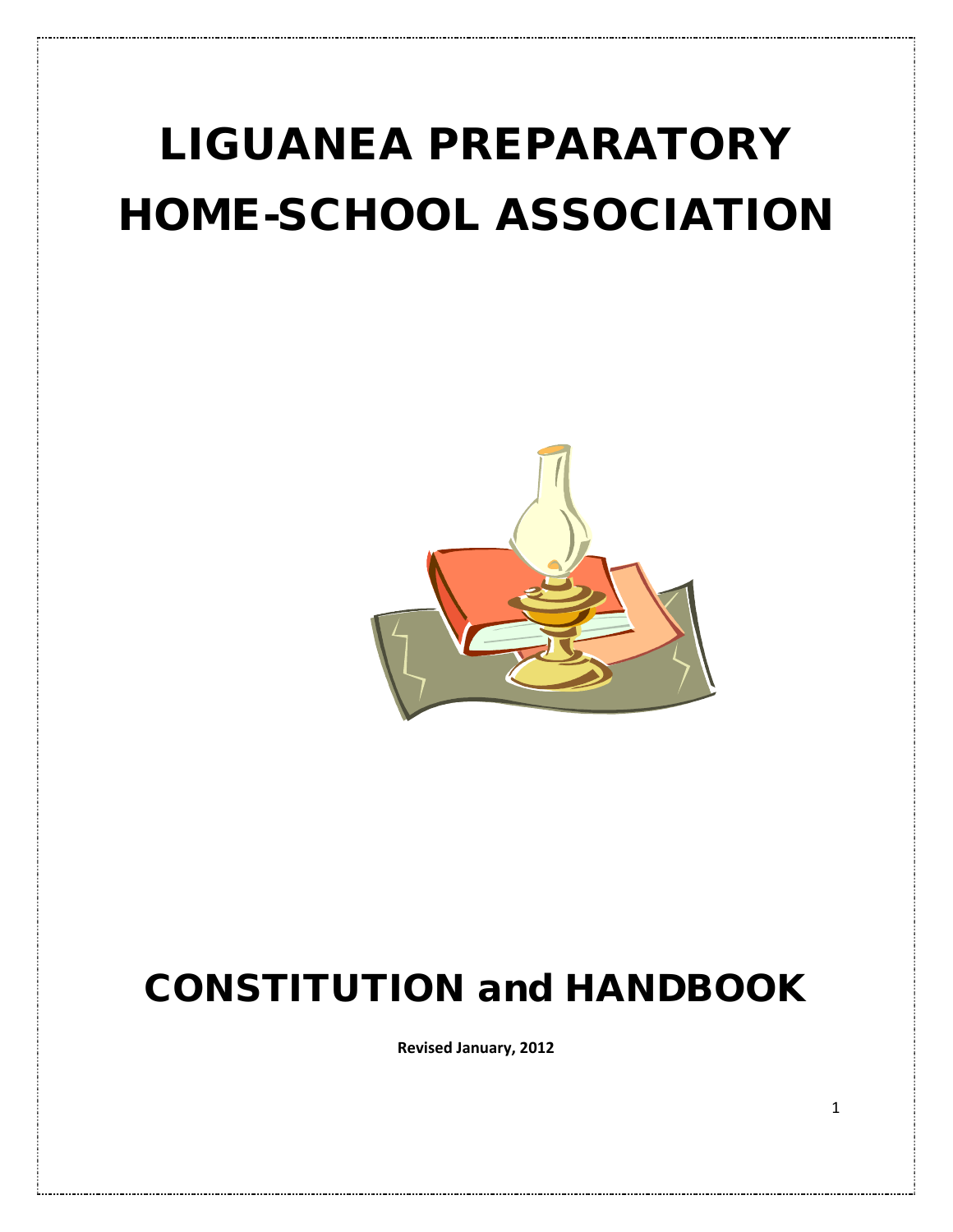# LIGUANEA PREPARATORY HOME-SCHOOL ASSOCIATION

# CONSTITUTION and HANDBOOK

**Revised January, 2012**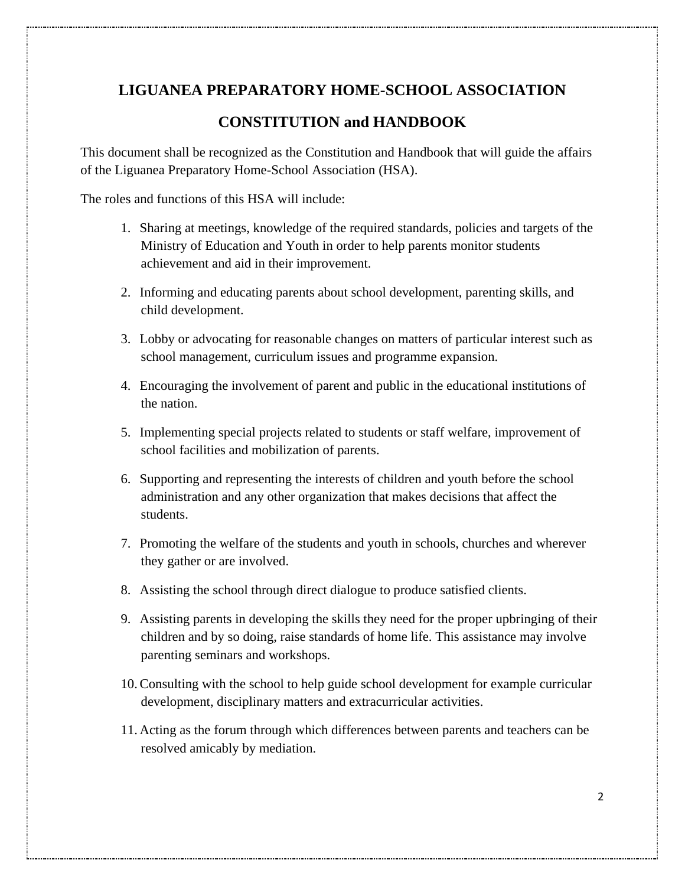# LIGUANEA PREPARATORY HOME-SCHOOL ASSOCIATION

# CONSTITUTION and HANDBOOK

This document shall be recognized as the Constitution and Handbook that will guide the affairs of the Liguanea Preparatory Home-School Association (HSA).

The roles and functions of this HSA will include:

1. Sharing at meetings, knowledge of the required standards, policies and targets of the Ministry of Education and Youth in order to help parents monitor students achievement and aid in their improvement.
2. Informing and educating parents about school development, parenting skills, and child development.
3. Lobby or advocating for reasonable changes on matters of particular interest such as school management, curriculum issues and programme expansion.
4. Encouraging the involvement of parent and public in the educational institutions of the nation.
5. Implementing special projects related to students or staff welfare, improvement of school facilities and mobilization of parents.
6. Supporting and representing the interests of children and youth before the school administration and any other organization that makes decisions that affect the students.
7. Promoting the welfare of the students and youth in schools, churches and wherever they gather or are involved.
8. Assisting the school through direct dialogue to produce satisfied clients.
9. Assisting parents in developing the skills they need for the proper upbringing of their children and by so doing, raise standards of home life. This assistance may involve parenting seminars and workshops.
10. Consulting with the school to help guide school development for example curricular development, disciplinary matters and extracurricular activities.
11. Acting as the forum through which differences between parents and teachers can be resolved amicably by mediation.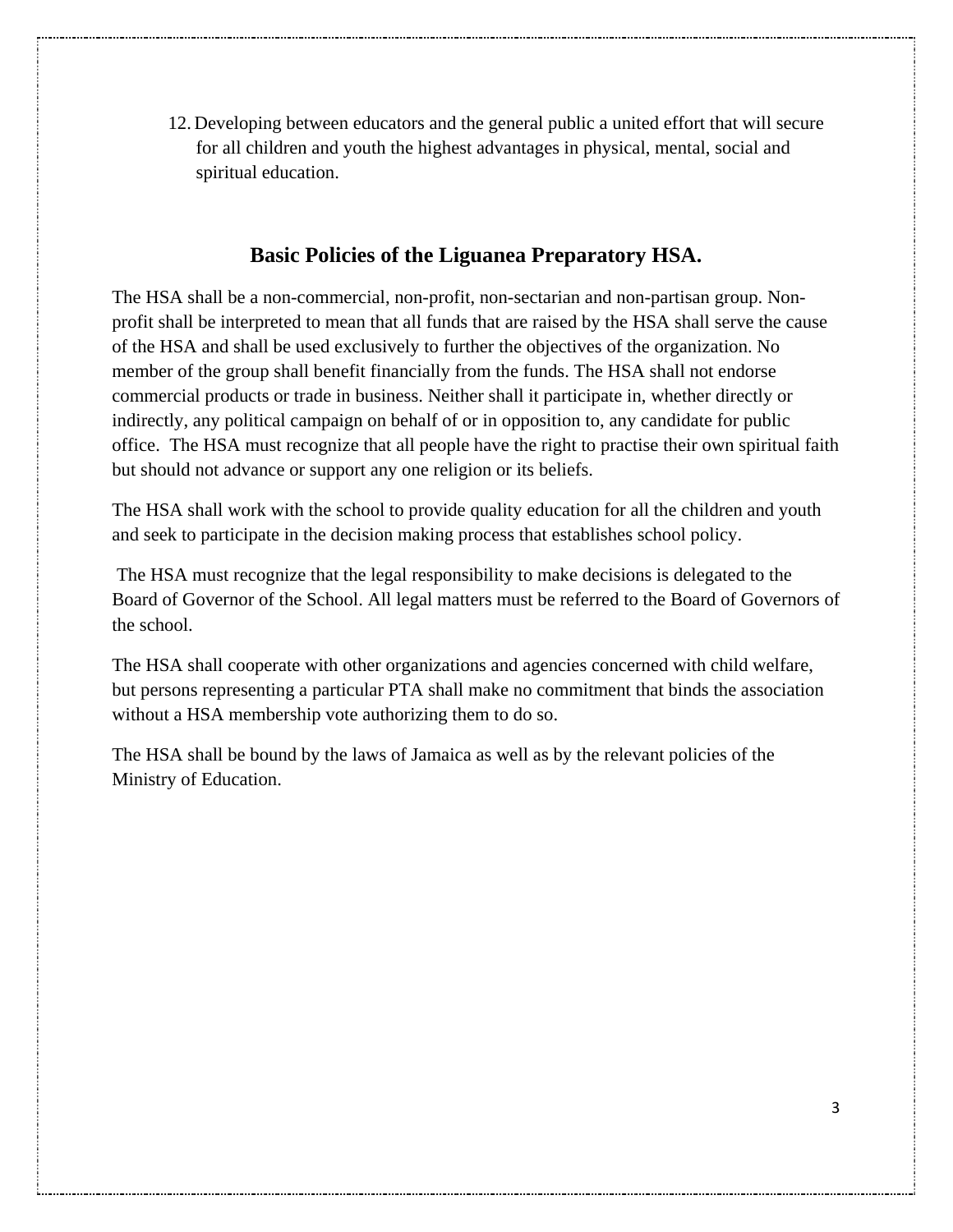12. Developing between educators and the general public a united effort that will secure for all children and youth the highest advantages in physical, mental, social and spiritual education.

## Basic Policies of the Liguanea Preparatory HSA.

The HSA shall be a non-commercial, non-profit, non-sectarian and non-partisan group. Non-profit shall be interpreted to mean that all funds that are raised by the HSA shall serve the cause of the HSA and shall be used exclusively to further the objectives of the organization. No member of the group shall benefit financially from the funds. The HSA shall not endorse commercial products or trade in business. Neither shall it participate in, whether directly or indirectly, any political campaign on behalf of or in opposition to, any candidate for public office. The HSA must recognize that all people have the right to practise their own spiritual faith but should not advance or support any one religion or its beliefs.

The HSA shall work with the school to provide quality education for all the children and youth and seek to participate in the decision making process that establishes school policy.

The HSA must recognize that the legal responsibility to make decisions is delegated to the Board of Governor of the School. All legal matters must be referred to the Board of Governors of the school.

The HSA shall cooperate with other organizations and agencies concerned with child welfare, but persons representing a particular PTA shall make no commitment that binds the association without a HSA membership vote authorizing them to do so.

The HSA shall be bound by the laws of Jamaica as well as by the relevant policies of the Ministry of Education.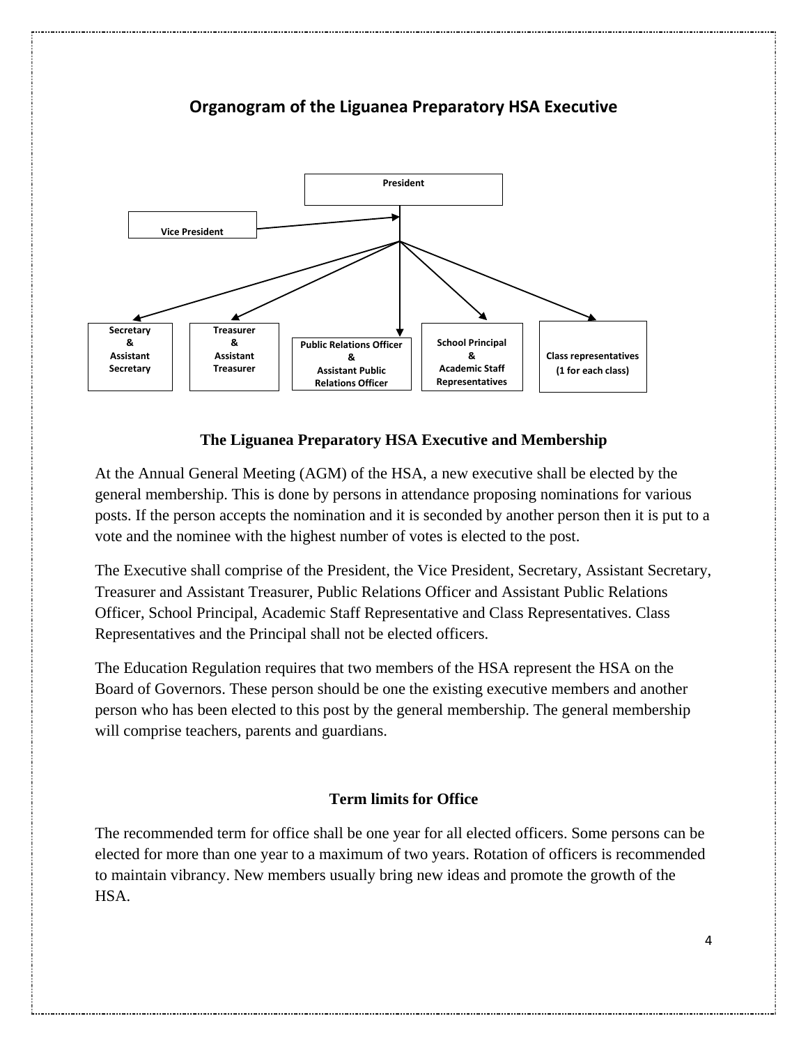## Organogram of the Liguanea Preparatory HSA Executive

President

Vice President

Secretary & Assistant Secretary

Treasurer & Assistant Treasurer

Public Relations Officer & Assistant Public Relations Officer

School Principal & Academic Staff Representatives

Class representatives (1 for each class)

### The Liguanea Preparatory HSA Executive and Membership

At the Annual General Meeting (AGM) of the HSA, a new executive shall be elected by the general membership. This is done by persons in attendance proposing nominations for various posts. If the person accepts the nomination and it is seconded by another person then it is put to a vote and the nominee with the highest number of votes is elected to the post.

The Executive shall comprise of the President, the Vice President, Secretary, Assistant Secretary, Treasurer and Assistant Treasurer, Public Relations Officer and Assistant Public Relations Officer, School Principal, Academic Staff Representative and Class Representatives. Class Representatives and the Principal shall not be elected officers.

The Education Regulation requires that two members of the HSA represent the HSA on the Board of Governors. These person should be one the existing executive members and another person who has been elected to this post by the general membership. The general membership will comprise teachers, parents and guardians.

### Term limits for Office

The recommended term for office shall be one year for all elected officers. Some persons can be elected for more than one year to a maximum of two years. Rotation of officers is recommended to maintain vibrancy. New members usually bring new ideas and promote the growth of the HSA.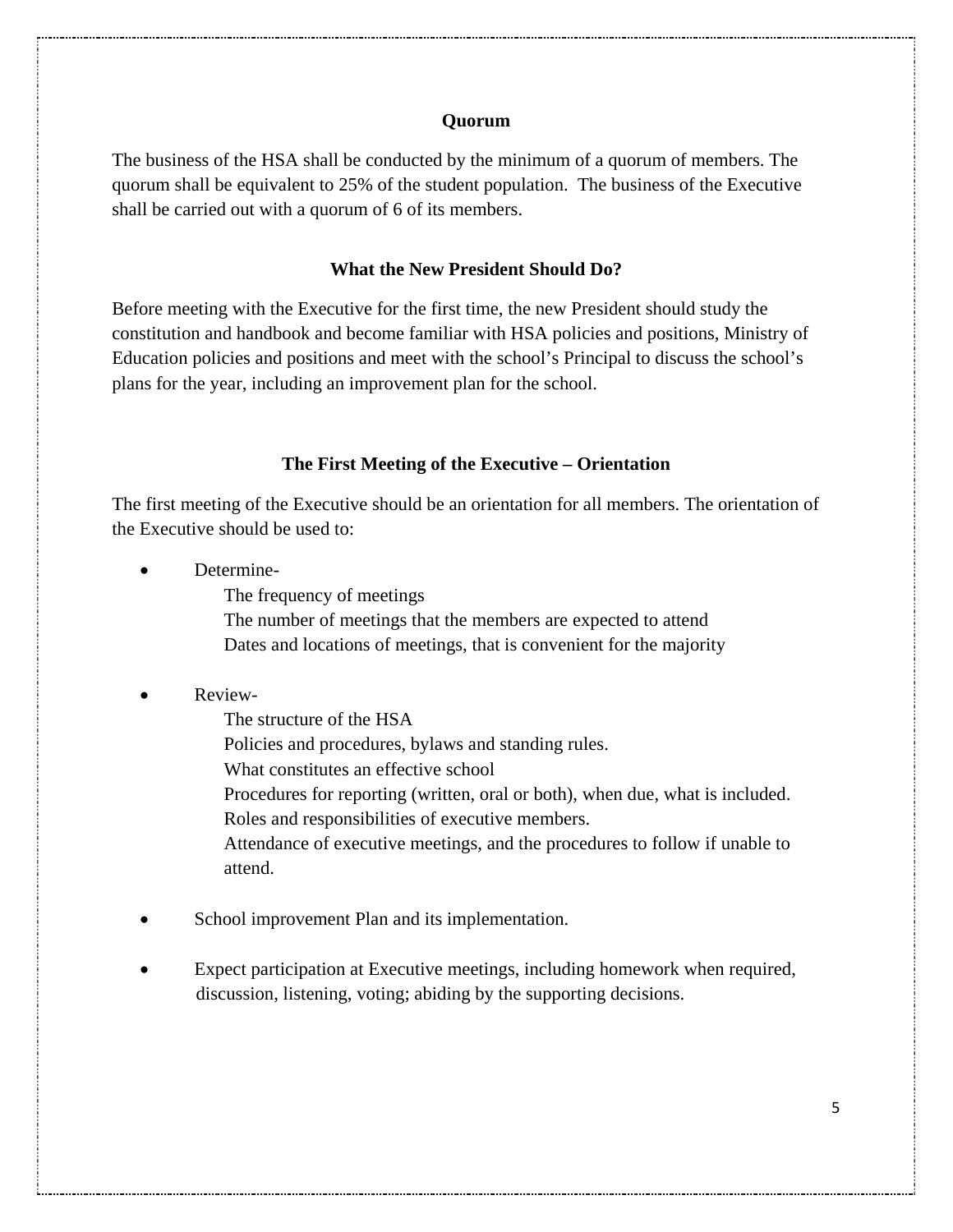## Quorum

The business of the HSA shall be conducted by the minimum of a quorum of members. The quorum shall be equivalent to 25% of the student population. The business of the Executive shall be carried out with a quorum of 6 of its members.

## What the New President Should Do?

Before meeting with the Executive for the first time, the new President should study the constitution and handbook and become familiar with HSA policies and positions, Ministry of Education policies and positions and meet with the school's Principal to discuss the school's plans for the year, including an improvement plan for the school.

## The First Meeting of the Executive – Orientation

The first meeting of the Executive should be an orientation for all members. The orientation of the Executive should be used to:

- Determine-
  - The frequency of meetings
  - The number of meetings that the members are expected to attend
  - Dates and locations of meetings, that is convenient for the majority

- Review-
  - The structure of the HSA
  - Policies and procedures, bylaws and standing rules.
  - What constitutes an effective school
  - Procedures for reporting (written, oral or both), when due, what is included.
  - Roles and responsibilities of executive members.
  - Attendance of executive meetings, and the procedures to follow if unable to attend.

- School improvement Plan and its implementation.

- Expect participation at Executive meetings, including homework when required, discussion, listening, voting; abiding by the supporting decisions.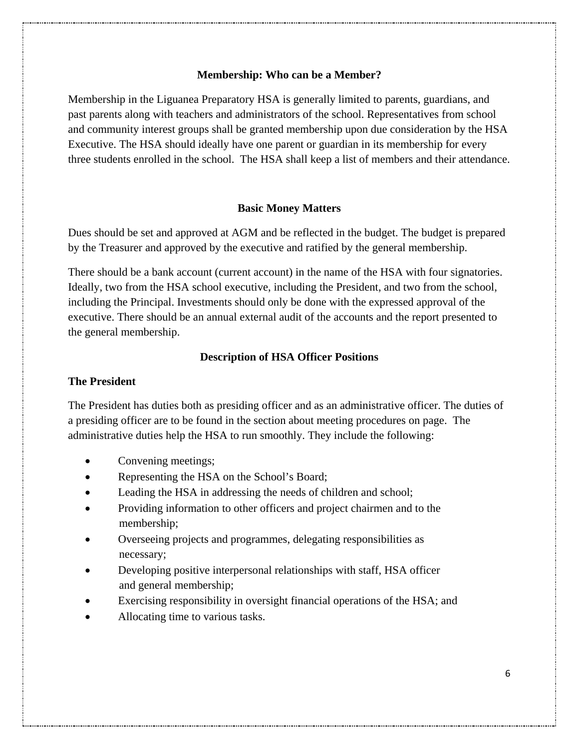## Membership: Who can be a Member?

Membership in the Liguanea Preparatory HSA is generally limited to parents, guardians, and past parents along with teachers and administrators of the school. Representatives from school and community interest groups shall be granted membership upon due consideration by the HSA Executive. The HSA should ideally have one parent or guardian in its membership for every three students enrolled in the school. The HSA shall keep a list of members and their attendance.

## Basic Money Matters

Dues should be set and approved at AGM and be reflected in the budget. The budget is prepared by the Treasurer and approved by the executive and ratified by the general membership.

There should be a bank account (current account) in the name of the HSA with four signatories. Ideally, two from the HSA school executive, including the President, and two from the school, including the Principal. Investments should only be done with the expressed approval of the executive. There should be an annual external audit of the accounts and the report presented to the general membership.

## Description of HSA Officer Positions

### The President

The President has duties both as presiding officer and as an administrative officer. The duties of a presiding officer are to be found in the section about meeting procedures on page. The administrative duties help the HSA to run smoothly. They include the following:

- Convening meetings;
- Representing the HSA on the School's Board;
- Leading the HSA in addressing the needs of children and school;
- Providing information to other officers and project chairmen and to the membership;
- Overseeing projects and programmes, delegating responsibilities as necessary;
- Developing positive interpersonal relationships with staff, HSA officer and general membership;
- Exercising responsibility in oversight financial operations of the HSA; and
- Allocating time to various tasks.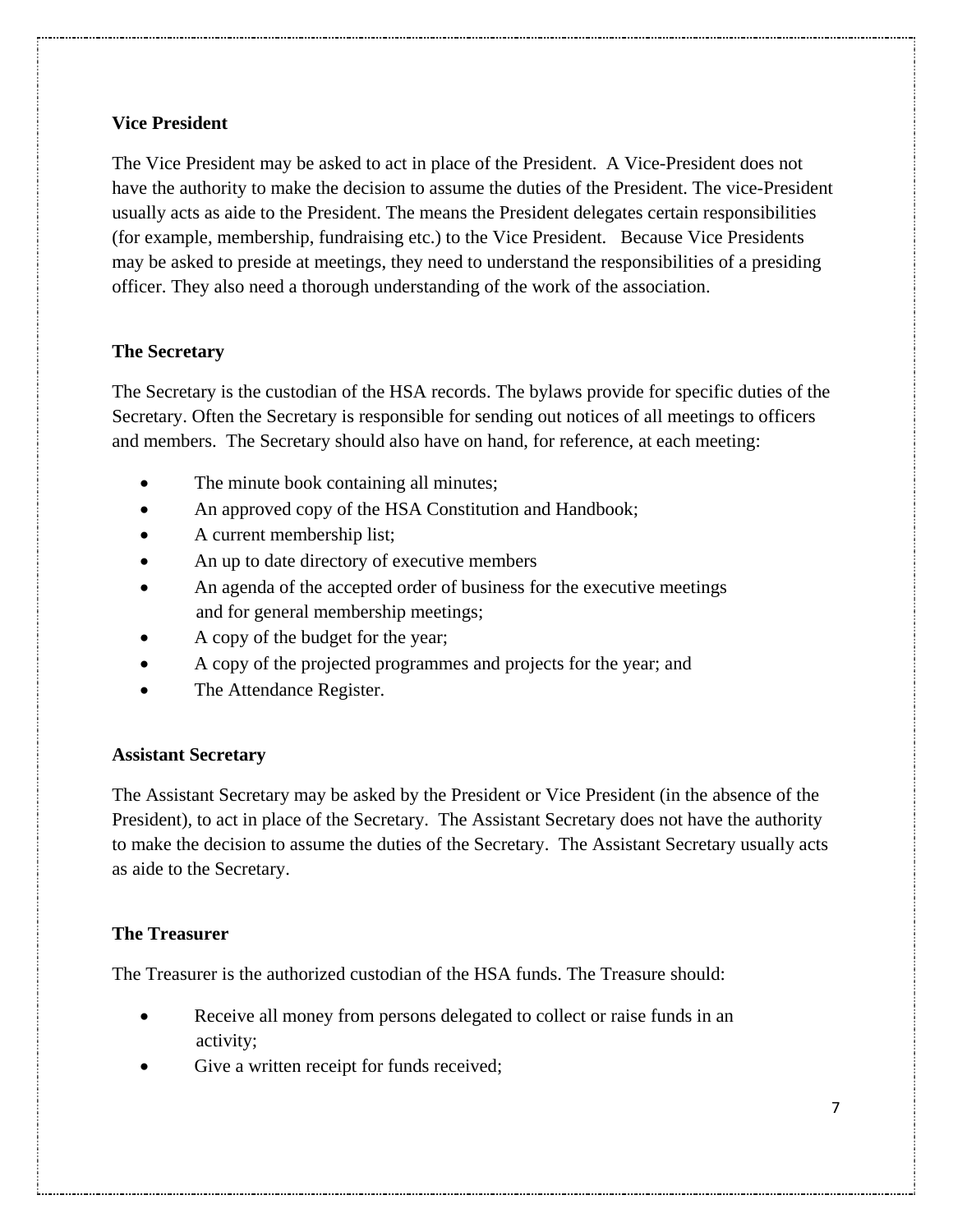**Vice President**

The Vice President may be asked to act in place of the President. A Vice-President does not have the authority to make the decision to assume the duties of the President. The vice-President usually acts as aide to the President. The means the President delegates certain responsibilities (for example, membership, fundraising etc.) to the Vice President. Because Vice Presidents may be asked to preside at meetings, they need to understand the responsibilities of a presiding officer. They also need a thorough understanding of the work of the association.

**The Secretary**

The Secretary is the custodian of the HSA records. The bylaws provide for specific duties of the Secretary. Often the Secretary is responsible for sending out notices of all meetings to officers and members. The Secretary should also have on hand, for reference, at each meeting:

- The minute book containing all minutes;
- An approved copy of the HSA Constitution and Handbook;
- A current membership list;
- An up to date directory of executive members
- An agenda of the accepted order of business for the executive meetings and for general membership meetings;
- A copy of the budget for the year;
- A copy of the projected programmes and projects for the year; and
- The Attendance Register.

**Assistant Secretary**

The Assistant Secretary may be asked by the President or Vice President (in the absence of the President), to act in place of the Secretary. The Assistant Secretary does not have the authority to make the decision to assume the duties of the Secretary. The Assistant Secretary usually acts as aide to the Secretary.

**The Treasurer**

The Treasurer is the authorized custodian of the HSA funds. The Treasure should:

- Receive all money from persons delegated to collect or raise funds in an activity;
- Give a written receipt for funds received;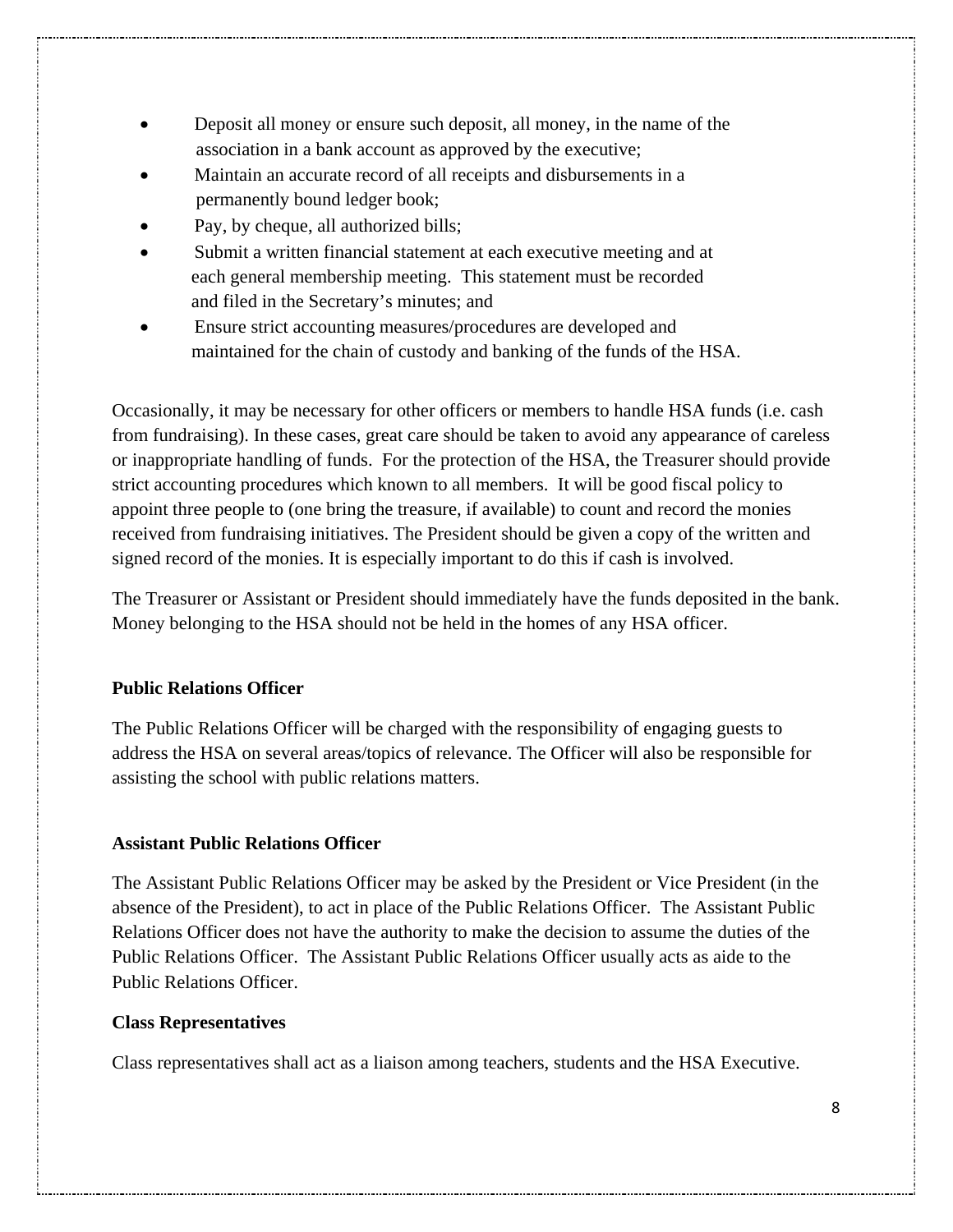- Deposit all money or ensure such deposit, all money, in the name of the association in a bank account as approved by the executive;
- Maintain an accurate record of all receipts and disbursements in a permanently bound ledger book;
- Pay, by cheque, all authorized bills;
- Submit a written financial statement at each executive meeting and at each general membership meeting. This statement must be recorded and filed in the Secretary's minutes; and
- Ensure strict accounting measures/procedures are developed and maintained for the chain of custody and banking of the funds of the HSA.

Occasionally, it may be necessary for other officers or members to handle HSA funds (i.e. cash from fundraising). In these cases, great care should be taken to avoid any appearance of careless or inappropriate handling of funds. For the protection of the HSA, the Treasurer should provide strict accounting procedures which known to all members. It will be good fiscal policy to appoint three people to (one bring the treasure, if available) to count and record the monies received from fundraising initiatives. The President should be given a copy of the written and signed record of the monies. It is especially important to do this if cash is involved.

The Treasurer or Assistant or President should immediately have the funds deposited in the bank. Money belonging to the HSA should not be held in the homes of any HSA officer.

**Public Relations Officer**

The Public Relations Officer will be charged with the responsibility of engaging guests to address the HSA on several areas/topics of relevance. The Officer will also be responsible for assisting the school with public relations matters.

**Assistant Public Relations Officer**

The Assistant Public Relations Officer may be asked by the President or Vice President (in the absence of the President), to act in place of the Public Relations Officer. The Assistant Public Relations Officer does not have the authority to make the decision to assume the duties of the Public Relations Officer. The Assistant Public Relations Officer usually acts as aide to the Public Relations Officer.

**Class Representatives**

Class representatives shall act as a liaison among teachers, students and the HSA Executive.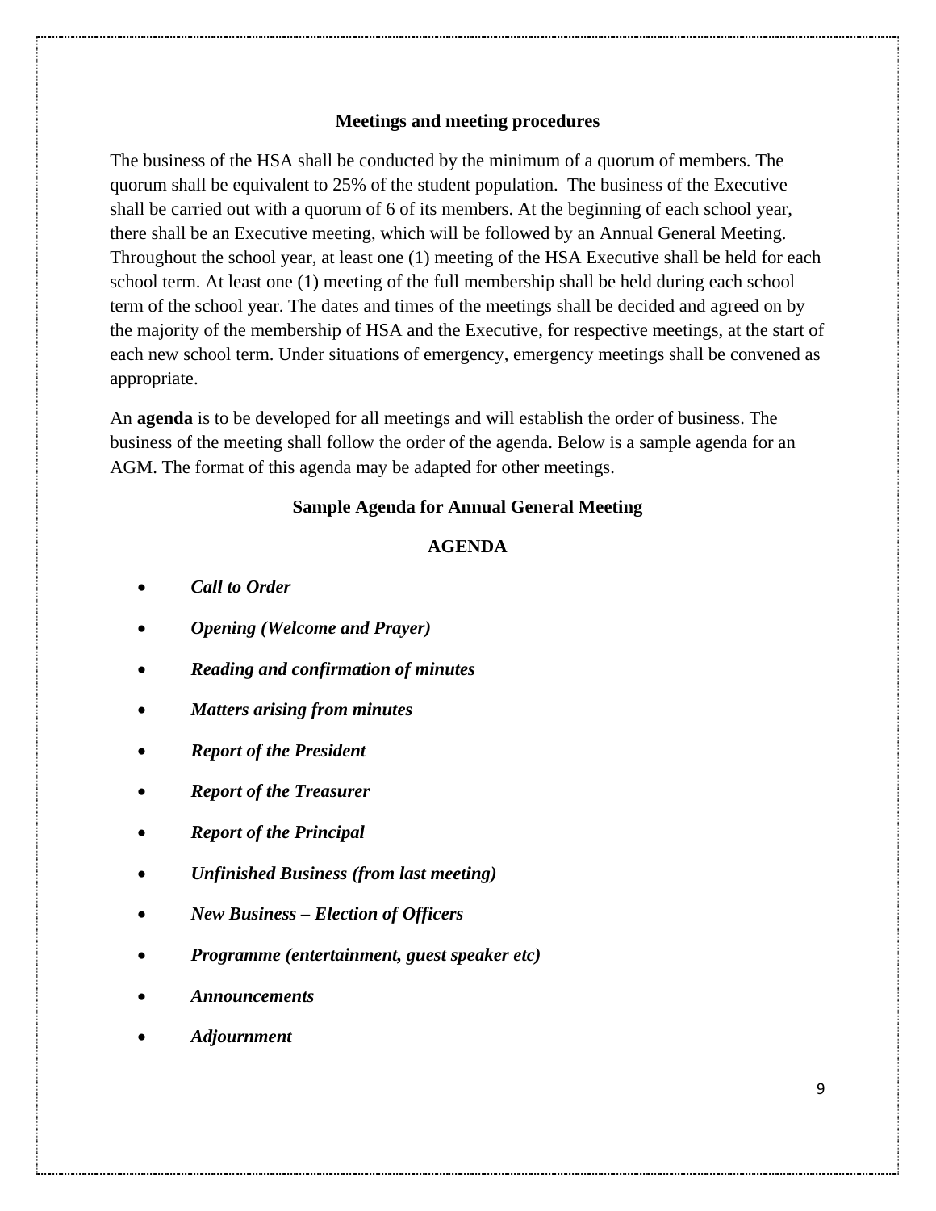## Meetings and meeting procedures

The business of the HSA shall be conducted by the minimum of a quorum of members. The quorum shall be equivalent to 25% of the student population. The business of the Executive shall be carried out with a quorum of 6 of its members. At the beginning of each school year, there shall be an Executive meeting, which will be followed by an Annual General Meeting. Throughout the school year, at least one (1) meeting of the HSA Executive shall be held for each school term. At least one (1) meeting of the full membership shall be held during each school term of the school year. The dates and times of the meetings shall be decided and agreed on by the majority of the membership of HSA and the Executive, for respective meetings, at the start of each new school term. Under situations of emergency, emergency meetings shall be convened as appropriate.

An **agenda** is to be developed for all meetings and will establish the order of business. The business of the meeting shall follow the order of the agenda. Below is a sample agenda for an AGM. The format of this agenda may be adapted for other meetings.

### Sample Agenda for Annual General Meeting

### AGENDA

- ***Call to Order***
- ***Opening (Welcome and Prayer)***
- ***Reading and confirmation of minutes***
- ***Matters arising from minutes***
- ***Report of the President***
- ***Report of the Treasurer***
- ***Report of the Principal***
- ***Unfinished Business (from last meeting)***
- ***New Business – Election of Officers***
- ***Programme (entertainment, guest speaker etc)***
- ***Announcements***
- ***Adjournment***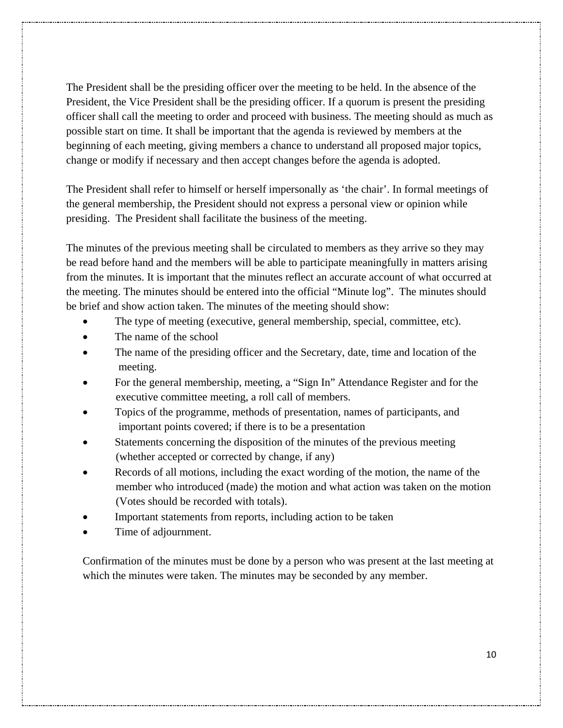The President shall be the presiding officer over the meeting to be held. In the absence of the President, the Vice President shall be the presiding officer. If a quorum is present the presiding officer shall call the meeting to order and proceed with business. The meeting should as much as possible start on time. It shall be important that the agenda is reviewed by members at the beginning of each meeting, giving members a chance to understand all proposed major topics, change or modify if necessary and then accept changes before the agenda is adopted.

The President shall refer to himself or herself impersonally as 'the chair'. In formal meetings of the general membership, the President should not express a personal view or opinion while presiding. The President shall facilitate the business of the meeting.

The minutes of the previous meeting shall be circulated to members as they arrive so they may be read before hand and the members will be able to participate meaningfully in matters arising from the minutes. It is important that the minutes reflect an accurate account of what occurred at the meeting. The minutes should be entered into the official "Minute log". The minutes should be brief and show action taken. The minutes of the meeting should show:

- The type of meeting (executive, general membership, special, committee, etc).
- The name of the school
- The name of the presiding officer and the Secretary, date, time and location of the meeting.
- For the general membership, meeting, a "Sign In" Attendance Register and for the executive committee meeting, a roll call of members.
- Topics of the programme, methods of presentation, names of participants, and important points covered; if there is to be a presentation
- Statements concerning the disposition of the minutes of the previous meeting (whether accepted or corrected by change, if any)
- Records of all motions, including the exact wording of the motion, the name of the member who introduced (made) the motion and what action was taken on the motion (Votes should be recorded with totals).
- Important statements from reports, including action to be taken
- Time of adjournment.

Confirmation of the minutes must be done by a person who was present at the last meeting at which the minutes were taken. The minutes may be seconded by any member.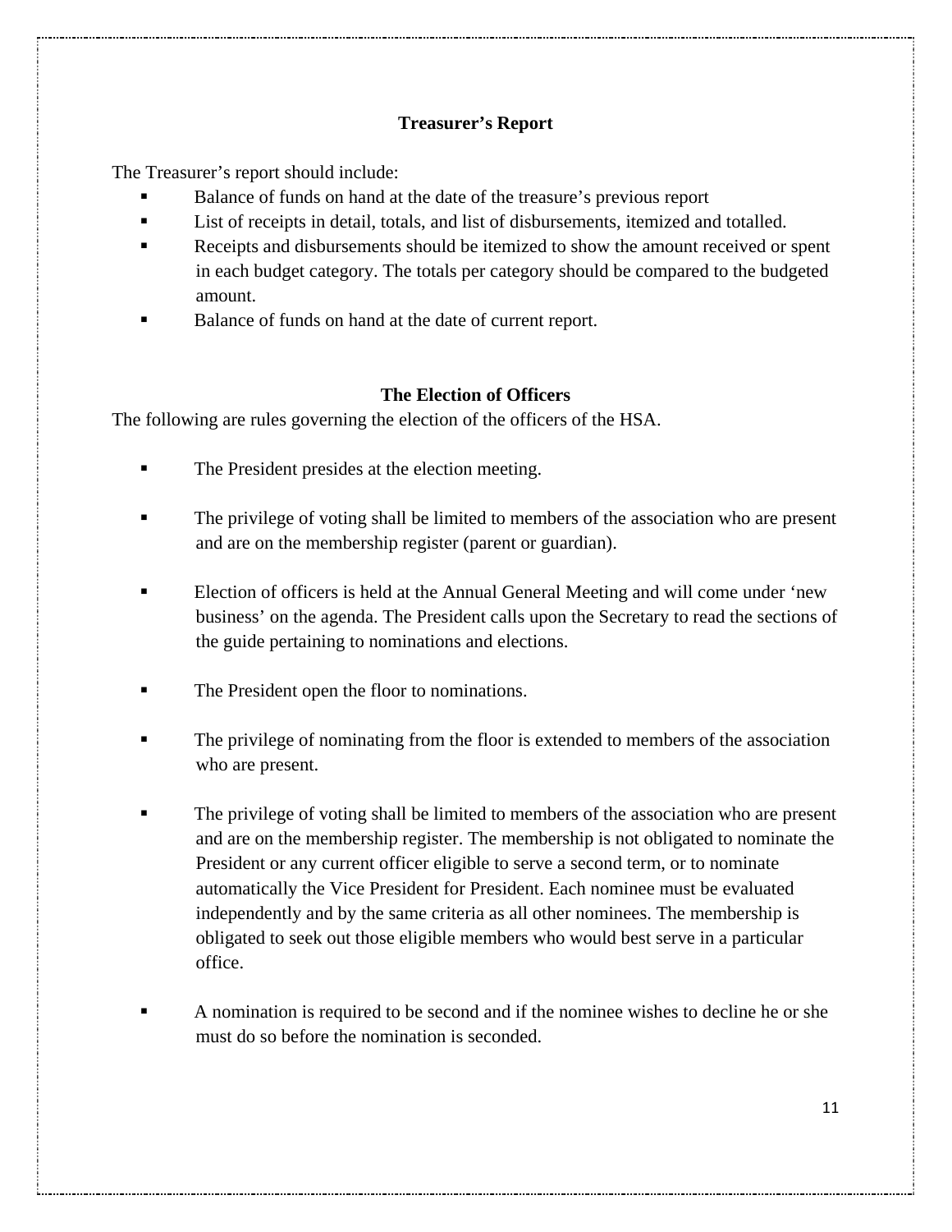## Treasurer's Report

The Treasurer's report should include:

- Balance of funds on hand at the date of the treasure's previous report
- List of receipts in detail, totals, and list of disbursements, itemized and totalled.
- Receipts and disbursements should be itemized to show the amount received or spent in each budget category. The totals per category should be compared to the budgeted amount.
- Balance of funds on hand at the date of current report.

## The Election of Officers

The following are rules governing the election of the officers of the HSA.

- The President presides at the election meeting.
- The privilege of voting shall be limited to members of the association who are present and are on the membership register (parent or guardian).
- Election of officers is held at the Annual General Meeting and will come under 'new business' on the agenda. The President calls upon the Secretary to read the sections of the guide pertaining to nominations and elections.
- The President open the floor to nominations.
- The privilege of nominating from the floor is extended to members of the association who are present.
- The privilege of voting shall be limited to members of the association who are present and are on the membership register. The membership is not obligated to nominate the President or any current officer eligible to serve a second term, or to nominate automatically the Vice President for President. Each nominee must be evaluated independently and by the same criteria as all other nominees. The membership is obligated to seek out those eligible members who would best serve in a particular office.
- A nomination is required to be second and if the nominee wishes to decline he or she must do so before the nomination is seconded.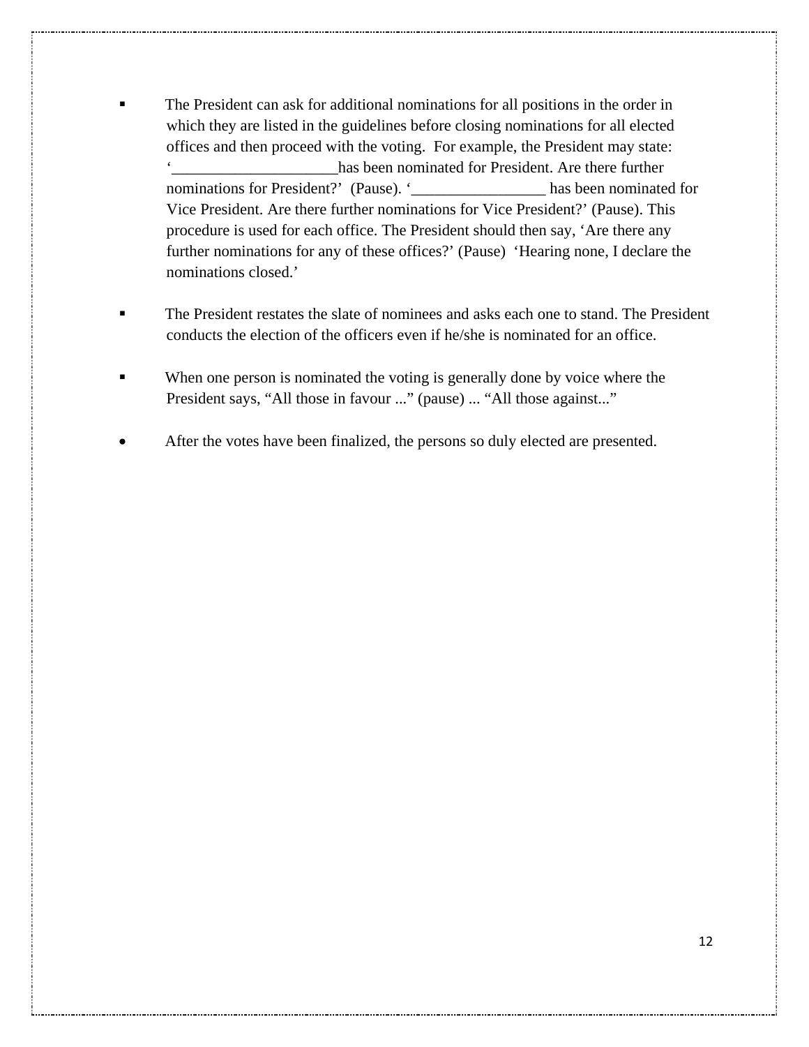- The President can ask for additional nominations for all positions in the order in which they are listed in the guidelines before closing nominations for all elected offices and then proceed with the voting.  For example, the President may state: '_____________________has been nominated for President. Are there further nominations for President?'  (Pause). '_________________ has been nominated for Vice President. Are there further nominations for Vice President?' (Pause). This procedure is used for each office. The President should then say, 'Are there any further nominations for any of these offices?' (Pause)  'Hearing none, I declare the nominations closed.'

- The President restates the slate of nominees and asks each one to stand. The President conducts the election of the officers even if he/she is nominated for an office.

- When one person is nominated the voting is generally done by voice where the President says, "All those in favour ..." (pause) ... "All those against..."

- After the votes have been finalized, the persons so duly elected are presented.